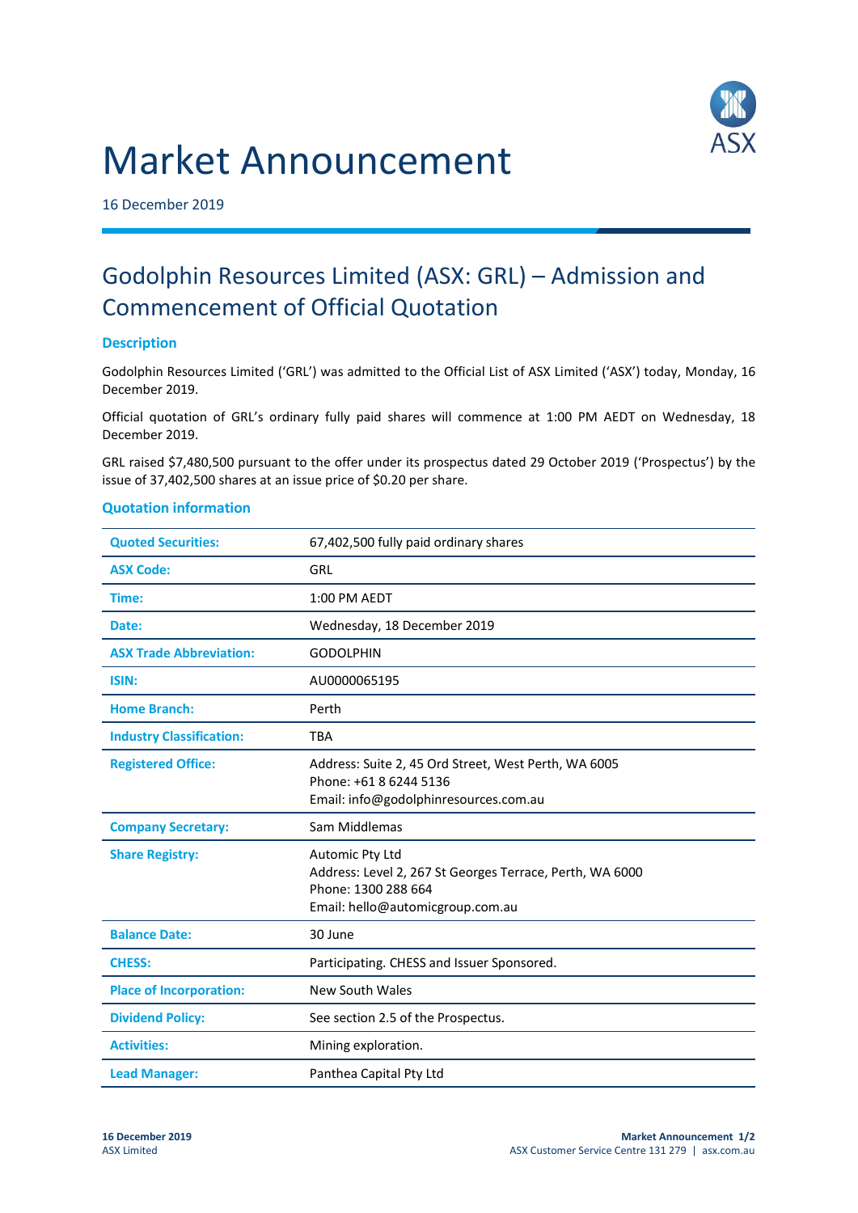# Market Announcement

16 December 2019

## Godolphin Resources Limited (ASX: GRL) – Admission and Commencement of Official Quotation

### Description

Godolphin Resources Limited ('GRL') was admitted to the Official List of ASX Limited ('ASX') today, Monday, 16 December 2019.

Official quotation of GRL's ordinary fully paid shares will commence at 1:00 PM AEDT on Wednesday, 18 December 2019.

GRL raised $7,480,500 pursuant to the offer under its prospectus dated 29 October 2019 ('Prospectus') by the issue of 37,402,500 shares at an issue price of $0.20 per share.

### Quotation information

| | |
|---|---|
| **Quoted Securities:** | 67,402,500 fully paid ordinary shares |
| **ASX Code:** | GRL |
| **Time:** | 1:00 PM AEDT |
| **Date:** | Wednesday, 18 December 2019 |
| **ASX Trade Abbreviation:** | GODOLPHIN |
| **ISIN:** | AU0000065195 |
| **Home Branch:** | Perth |
| **Industry Classification:** | TBA |
| **Registered Office:** | Address: Suite 2, 45 Ord Street, West Perth, WA 6005<br>Phone: +61 8 6244 5136<br>Email: info@godolphinresources.com.au |
| **Company Secretary:** | Sam Middlemas |
| **Share Registry:** | Automic Pty Ltd<br>Address: Level 2, 267 St Georges Terrace, Perth, WA 6000<br>Phone: 1300 288 664<br>Email: hello@automicgroup.com.au |
| **Balance Date:** | 30 June |
| **CHESS:** | Participating. CHESS and Issuer Sponsored. |
| **Place of Incorporation:** | New South Wales |
| **Dividend Policy:** | See section 2.5 of the Prospectus. |
| **Activities:** | Mining exploration. |
| **Lead Manager:** | Panthea Capital Pty Ltd |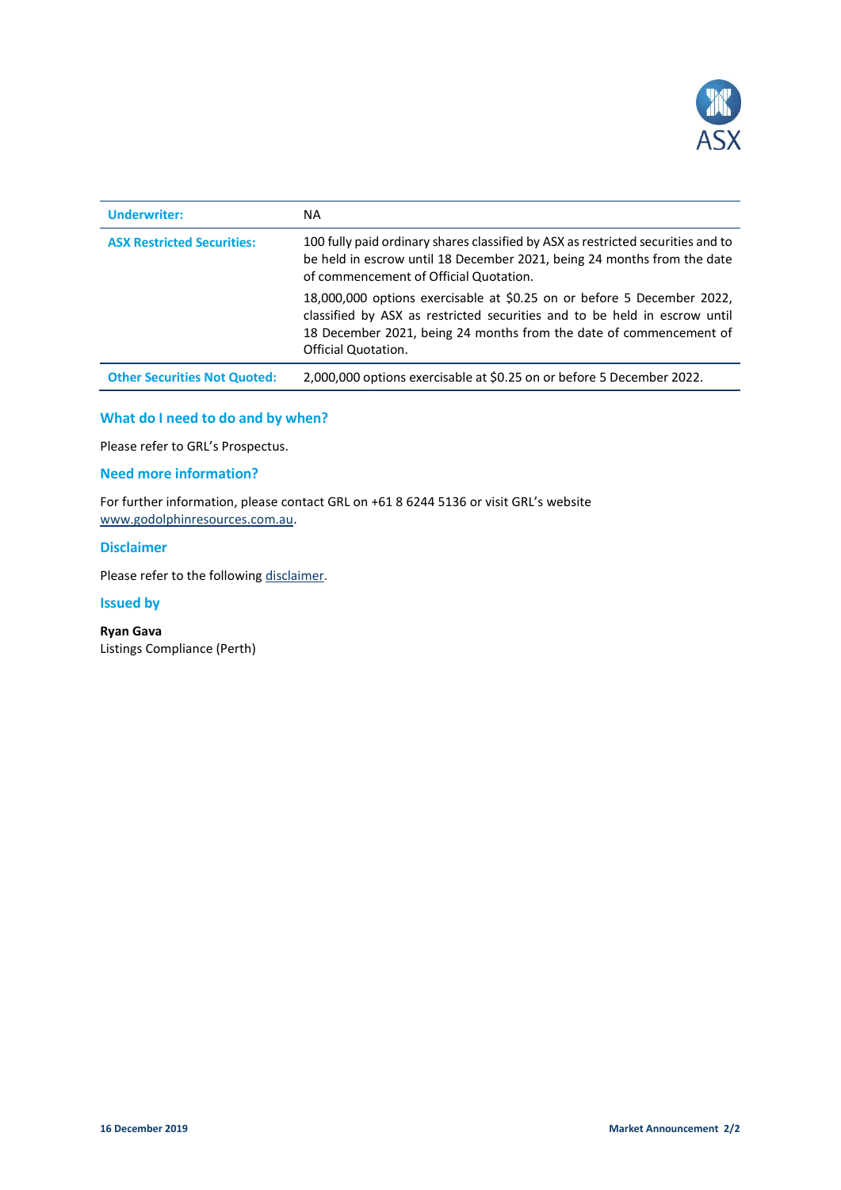| | |
|---|---|
| **Underwriter:** | NA |
| **ASX Restricted Securities:** | 100 fully paid ordinary shares classified by ASX as restricted securities and to be held in escrow until 18 December 2021, being 24 months from the date of commencement of Official Quotation.<br><br>18,000,000 options exercisable at $0.25 on or before 5 December 2022, classified by ASX as restricted securities and to be held in escrow until 18 December 2021, being 24 months from the date of commencement of Official Quotation. |
| **Other Securities Not Quoted:** | 2,000,000 options exercisable at $0.25 on or before 5 December 2022. |

## What do I need to do and by when?

Please refer to GRL's Prospectus.

## Need more information?

For further information, please contact GRL on +61 8 6244 5136 or visit GRL's website www.godolphinresources.com.au.

## Disclaimer

Please refer to the following disclaimer.

## Issued by

**Ryan Gava**
Listings Compliance (Perth)

16 December 2019